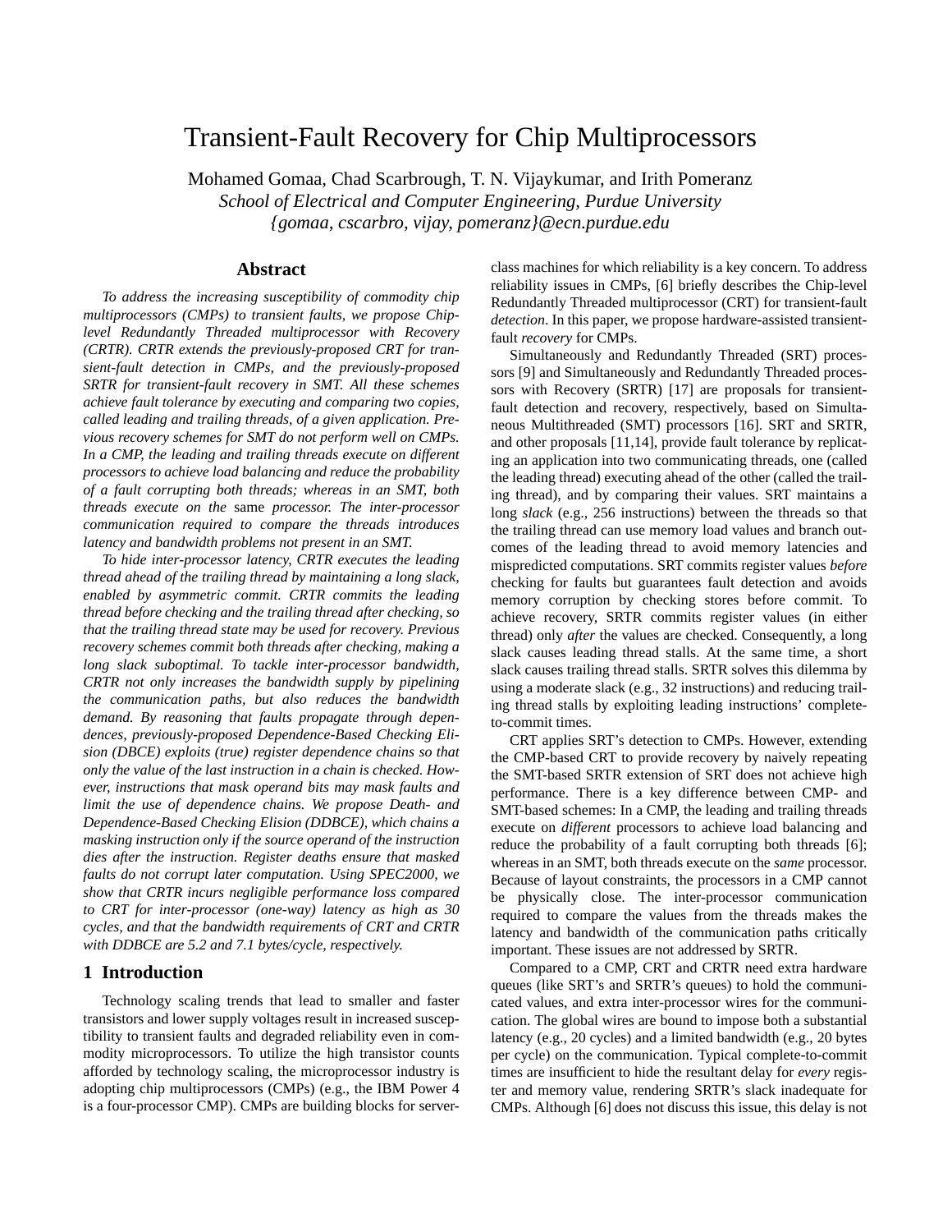# Transient-Fault Recovery for Chip Multiprocessors

Mohamed Gomaa, Chad Scarbrough, T. N. Vijaykumar, and Irith Pomeranz  
*School of Electrical and Computer Engineering, Purdue University*  
*{gomaa, cscarbro, vijay, pomeranz}@ecn.purdue.edu*

## Abstract

*To address the increasing susceptibility of commodity chip multiprocessors (CMPs) to transient faults, we propose Chip-level Redundantly Threaded multiprocessor with Recovery (CRTR). CRTR extends the previously-proposed CRT for transient-fault detection in CMPs, and the previously-proposed SRTR for transient-fault recovery in SMT. All these schemes achieve fault tolerance by executing and comparing two copies, called leading and trailing threads, of a given application. Previous recovery schemes for SMT do not perform well on CMPs. In a CMP, the leading and trailing threads execute on different processors to achieve load balancing and reduce the probability of a fault corrupting both threads; whereas in an SMT, both threads execute on the* same *processor. The inter-processor communication required to compare the threads introduces latency and bandwidth problems not present in an SMT.*

*To hide inter-processor latency, CRTR executes the leading thread ahead of the trailing thread by maintaining a long slack, enabled by asymmetric commit. CRTR commits the leading thread before checking and the trailing thread after checking, so that the trailing thread state may be used for recovery. Previous recovery schemes commit both threads after checking, making a long slack suboptimal. To tackle inter-processor bandwidth, CRTR not only increases the bandwidth supply by pipelining the communication paths, but also reduces the bandwidth demand. By reasoning that faults propagate through dependences, previously-proposed Dependence-Based Checking Elision (DBCE) exploits (true) register dependence chains so that only the value of the last instruction in a chain is checked. However, instructions that mask operand bits may mask faults and limit the use of dependence chains. We propose Death- and Dependence-Based Checking Elision (DDBCE), which chains a masking instruction only if the source operand of the instruction dies after the instruction. Register deaths ensure that masked faults do not corrupt later computation. Using SPEC2000, we show that CRTR incurs negligible performance loss compared to CRT for inter-processor (one-way) latency as high as 30 cycles, and that the bandwidth requirements of CRT and CRTR with DDBCE are 5.2 and 7.1 bytes/cycle, respectively.*

## 1 Introduction

Technology scaling trends that lead to smaller and faster transistors and lower supply voltages result in increased susceptibility to transient faults and degraded reliability even in commodity microprocessors. To utilize the high transistor counts afforded by technology scaling, the microprocessor industry is adopting chip multiprocessors (CMPs) (e.g., the IBM Power 4 is a four-processor CMP). CMPs are building blocks for server-class machines for which reliability is a key concern. To address reliability issues in CMPs, [6] briefly describes the Chip-level Redundantly Threaded multiprocessor (CRT) for transient-fault *detection*. In this paper, we propose hardware-assisted transient-fault *recovery* for CMPs.

Simultaneously and Redundantly Threaded (SRT) processors [9] and Simultaneously and Redundantly Threaded processors with Recovery (SRTR) [17] are proposals for transient-fault detection and recovery, respectively, based on Simultaneous Multithreaded (SMT) processors [16]. SRT and SRTR, and other proposals [11,14], provide fault tolerance by replicating an application into two communicating threads, one (called the leading thread) executing ahead of the other (called the trailing thread), and by comparing their values. SRT maintains a long *slack* (e.g., 256 instructions) between the threads so that the trailing thread can use memory load values and branch outcomes of the leading thread to avoid memory latencies and mispredicted computations. SRT commits register values *before* checking for faults but guarantees fault detection and avoids memory corruption by checking stores before commit. To achieve recovery, SRTR commits register values (in either thread) only *after* the values are checked. Consequently, a long slack causes leading thread stalls. At the same time, a short slack causes trailing thread stalls. SRTR solves this dilemma by using a moderate slack (e.g., 32 instructions) and reducing trailing thread stalls by exploiting leading instructions' complete-to-commit times.

CRT applies SRT's detection to CMPs. However, extending the CMP-based CRT to provide recovery by naively repeating the SMT-based SRTR extension of SRT does not achieve high performance. There is a key difference between CMP- and SMT-based schemes: In a CMP, the leading and trailing threads execute on *different* processors to achieve load balancing and reduce the probability of a fault corrupting both threads [6]; whereas in an SMT, both threads execute on the *same* processor. Because of layout constraints, the processors in a CMP cannot be physically close. The inter-processor communication required to compare the values from the threads makes the latency and bandwidth of the communication paths critically important. These issues are not addressed by SRTR.

Compared to a CMP, CRT and CRTR need extra hardware queues (like SRT's and SRTR's queues) to hold the communicated values, and extra inter-processor wires for the communication. The global wires are bound to impose both a substantial latency (e.g., 20 cycles) and a limited bandwidth (e.g., 20 bytes per cycle) on the communication. Typical complete-to-commit times are insufficient to hide the resultant delay for *every* register and memory value, rendering SRTR's slack inadequate for CMPs. Although [6] does not discuss this issue, this delay is not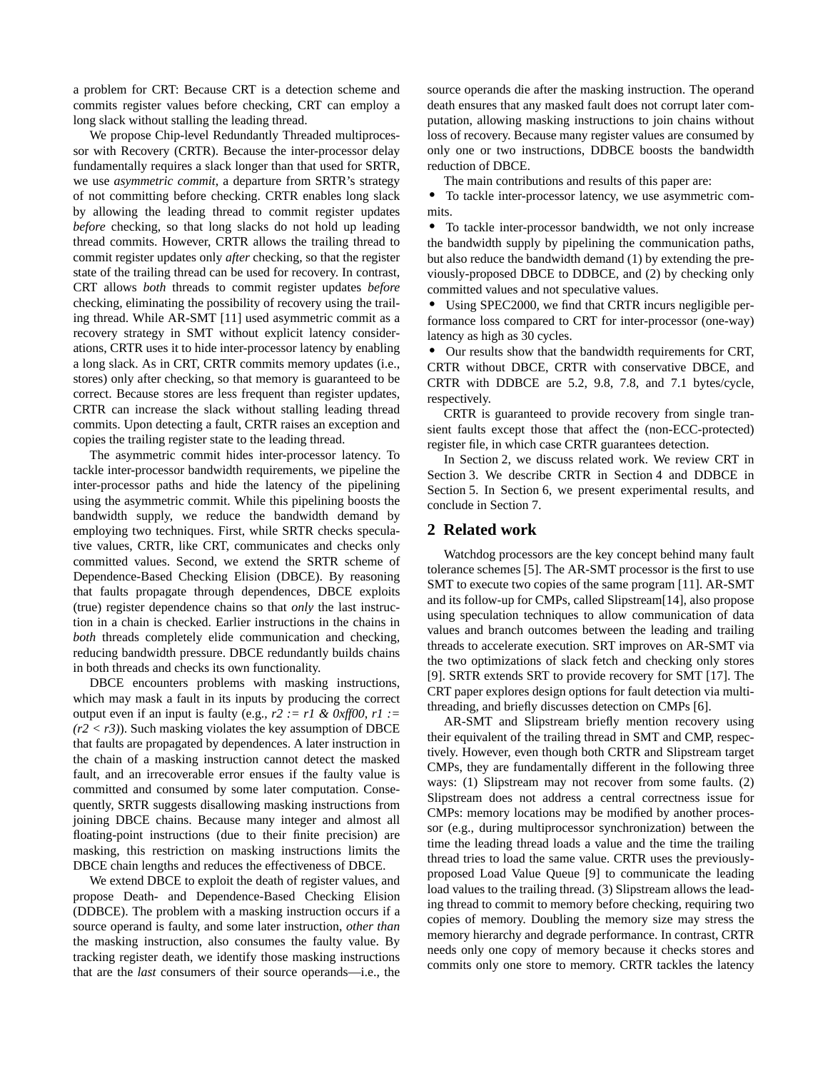a problem for CRT: Because CRT is a detection scheme and commits register values before checking, CRT can employ a long slack without stalling the leading thread.

We propose Chip-level Redundantly Threaded multiprocessor with Recovery (CRTR). Because the inter-processor delay fundamentally requires a slack longer than that used for SRTR, we use *asymmetric commit*, a departure from SRTR's strategy of not committing before checking. CRTR enables long slack by allowing the leading thread to commit register updates *before* checking, so that long slacks do not hold up leading thread commits. However, CRTR allows the trailing thread to commit register updates only *after* checking, so that the register state of the trailing thread can be used for recovery. In contrast, CRT allows *both* threads to commit register updates *before* checking, eliminating the possibility of recovery using the trailing thread. While AR-SMT [11] used asymmetric commit as a recovery strategy in SMT without explicit latency considerations, CRTR uses it to hide inter-processor latency by enabling a long slack. As in CRT, CRTR commits memory updates (i.e., stores) only after checking, so that memory is guaranteed to be correct. Because stores are less frequent than register updates, CRTR can increase the slack without stalling leading thread commits. Upon detecting a fault, CRTR raises an exception and copies the trailing register state to the leading thread.

The asymmetric commit hides inter-processor latency. To tackle inter-processor bandwidth requirements, we pipeline the inter-processor paths and hide the latency of the pipelining using the asymmetric commit. While this pipelining boosts the bandwidth supply, we reduce the bandwidth demand by employing two techniques. First, while SRTR checks speculative values, CRTR, like CRT, communicates and checks only committed values. Second, we extend the SRTR scheme of Dependence-Based Checking Elision (DBCE). By reasoning that faults propagate through dependences, DBCE exploits (true) register dependence chains so that *only* the last instruction in a chain is checked. Earlier instructions in the chains in *both* threads completely elide communication and checking, reducing bandwidth pressure. DBCE redundantly builds chains in both threads and checks its own functionality.

DBCE encounters problems with masking instructions, which may mask a fault in its inputs by producing the correct output even if an input is faulty (e.g., *r2 := r1 & 0xff00, r1 := (r2 < r3)*). Such masking violates the key assumption of DBCE that faults are propagated by dependences. A later instruction in the chain of a masking instruction cannot detect the masked fault, and an irrecoverable error ensues if the faulty value is committed and consumed by some later computation. Consequently, SRTR suggests disallowing masking instructions from joining DBCE chains. Because many integer and almost all floating-point instructions (due to their finite precision) are masking, this restriction on masking instructions limits the DBCE chain lengths and reduces the effectiveness of DBCE.

We extend DBCE to exploit the death of register values, and propose Death- and Dependence-Based Checking Elision (DDBCE). The problem with a masking instruction occurs if a source operand is faulty, and some later instruction, *other than* the masking instruction, also consumes the faulty value. By tracking register death, we identify those masking instructions that are the *last* consumers of their source operands—i.e., the source operands die after the masking instruction. The operand death ensures that any masked fault does not corrupt later computation, allowing masking instructions to join chains without loss of recovery. Because many register values are consumed by only one or two instructions, DDBCE boosts the bandwidth reduction of DBCE.

The main contributions and results of this paper are:

- To tackle inter-processor latency, we use asymmetric commits.
- To tackle inter-processor bandwidth, we not only increase the bandwidth supply by pipelining the communication paths, but also reduce the bandwidth demand (1) by extending the previously-proposed DBCE to DDBCE, and (2) by checking only committed values and not speculative values.
- Using SPEC2000, we find that CRTR incurs negligible performance loss compared to CRT for inter-processor (one-way) latency as high as 30 cycles.
- Our results show that the bandwidth requirements for CRT, CRTR without DBCE, CRTR with conservative DBCE, and CRTR with DDBCE are 5.2, 9.8, 7.8, and 7.1 bytes/cycle, respectively.

CRTR is guaranteed to provide recovery from single transient faults except those that affect the (non-ECC-protected) register file, in which case CRTR guarantees detection.

In Section 2, we discuss related work. We review CRT in Section 3. We describe CRTR in Section 4 and DDBCE in Section 5. In Section 6, we present experimental results, and conclude in Section 7.

## 2 Related work

Watchdog processors are the key concept behind many fault tolerance schemes [5]. The AR-SMT processor is the first to use SMT to execute two copies of the same program [11]. AR-SMT and its follow-up for CMPs, called Slipstream[14], also propose using speculation techniques to allow communication of data values and branch outcomes between the leading and trailing threads to accelerate execution. SRT improves on AR-SMT via the two optimizations of slack fetch and checking only stores [9]. SRTR extends SRT to provide recovery for SMT [17]. The CRT paper explores design options for fault detection via multithreading, and briefly discusses detection on CMPs [6].

AR-SMT and Slipstream briefly mention recovery using their equivalent of the trailing thread in SMT and CMP, respectively. However, even though both CRTR and Slipstream target CMPs, they are fundamentally different in the following three ways: (1) Slipstream may not recover from some faults. (2) Slipstream does not address a central correctness issue for CMPs: memory locations may be modified by another processor (e.g., during multiprocessor synchronization) between the time the leading thread loads a value and the time the trailing thread tries to load the same value. CRTR uses the previously-proposed Load Value Queue [9] to communicate the leading load values to the trailing thread. (3) Slipstream allows the leading thread to commit to memory before checking, requiring two copies of memory. Doubling the memory size may stress the memory hierarchy and degrade performance. In contrast, CRTR needs only one copy of memory because it checks stores and commits only one store to memory. CRTR tackles the latency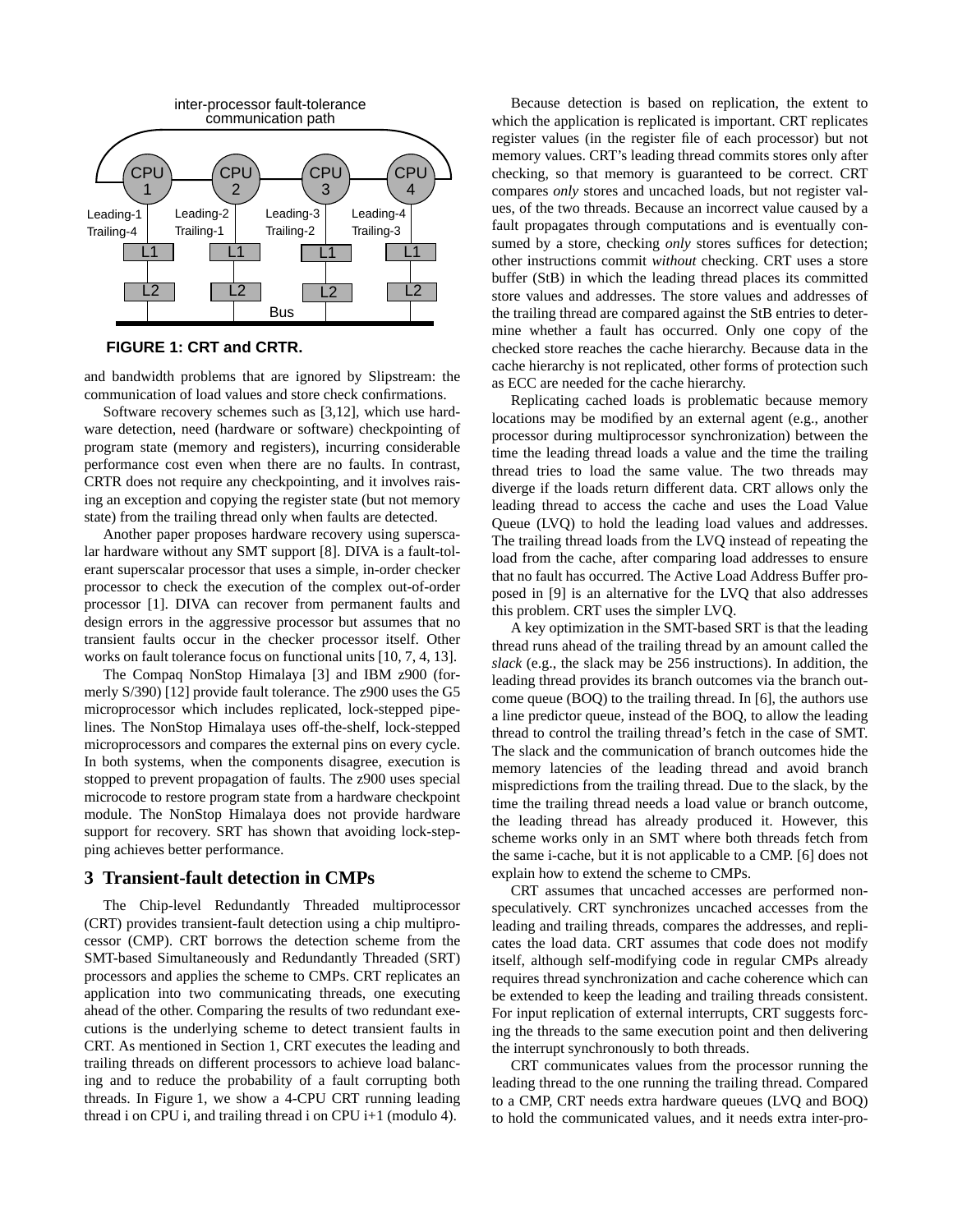inter-processor fault-tolerance communication path

CPU 1
CPU 2
CPU 3
CPU 4
Leading-1
Trailing-4
Leading-2
Trailing-1
Leading-3
Trailing-2
Leading-4
Trailing-3
L1
L2
Bus

**FIGURE 1: CRT and CRTR.**

and bandwidth problems that are ignored by Slipstream: the communication of load values and store check confirmations.

Software recovery schemes such as [3,12], which use hardware detection, need (hardware or software) checkpointing of program state (memory and registers), incurring considerable performance cost even when there are no faults. In contrast, CRTR does not require any checkpointing, and it involves raising an exception and copying the register state (but not memory state) from the trailing thread only when faults are detected.

Another paper proposes hardware recovery using superscalar hardware without any SMT support [8]. DIVA is a fault-tolerant superscalar processor that uses a simple, in-order checker processor to check the execution of the complex out-of-order processor [1]. DIVA can recover from permanent faults and design errors in the aggressive processor but assumes that no transient faults occur in the checker processor itself. Other works on fault tolerance focus on functional units [10, 7, 4, 13].

The Compaq NonStop Himalaya [3] and IBM z900 (formerly S/390) [12] provide fault tolerance. The z900 uses the G5 microprocessor which includes replicated, lock-stepped pipelines. The NonStop Himalaya uses off-the-shelf, lock-stepped microprocessors and compares the external pins on every cycle. In both systems, when the components disagree, execution is stopped to prevent propagation of faults. The z900 uses special microcode to restore program state from a hardware checkpoint module. The NonStop Himalaya does not provide hardware support for recovery. SRT has shown that avoiding lock-stepping achieves better performance.

## 3 Transient-fault detection in CMPs

The Chip-level Redundantly Threaded multiprocessor (CRT) provides transient-fault detection using a chip multiprocessor (CMP). CRT borrows the detection scheme from the SMT-based Simultaneously and Redundantly Threaded (SRT) processors and applies the scheme to CMPs. CRT replicates an application into two communicating threads, one executing ahead of the other. Comparing the results of two redundant executions is the underlying scheme to detect transient faults in CRT. As mentioned in Section 1, CRT executes the leading and trailing threads on different processors to achieve load balancing and to reduce the probability of a fault corrupting both threads. In Figure 1, we show a 4-CPU CRT running leading thread i on CPU i, and trailing thread i on CPU i+1 (modulo 4).

Because detection is based on replication, the extent to which the application is replicated is important. CRT replicates register values (in the register file of each processor) but not memory values. CRT's leading thread commits stores only after checking, so that memory is guaranteed to be correct. CRT compares *only* stores and uncached loads, but not register values, of the two threads. Because an incorrect value caused by a fault propagates through computations and is eventually consumed by a store, checking *only* stores suffices for detection; other instructions commit *without* checking. CRT uses a store buffer (StB) in which the leading thread places its committed store values and addresses. The store values and addresses of the trailing thread are compared against the StB entries to determine whether a fault has occurred. Only one copy of the checked store reaches the cache hierarchy. Because data in the cache hierarchy is not replicated, other forms of protection such as ECC are needed for the cache hierarchy.

Replicating cached loads is problematic because memory locations may be modified by an external agent (e.g., another processor during multiprocessor synchronization) between the time the leading thread loads a value and the time the trailing thread tries to load the same value. The two threads may diverge if the loads return different data. CRT allows only the leading thread to access the cache and uses the Load Value Queue (LVQ) to hold the leading load values and addresses. The trailing thread loads from the LVQ instead of repeating the load from the cache, after comparing load addresses to ensure that no fault has occurred. The Active Load Address Buffer proposed in [9] is an alternative for the LVQ that also addresses this problem. CRT uses the simpler LVQ.

A key optimization in the SMT-based SRT is that the leading thread runs ahead of the trailing thread by an amount called the *slack* (e.g., the slack may be 256 instructions). In addition, the leading thread provides its branch outcomes via the branch outcome queue (BOQ) to the trailing thread. In [6], the authors use a line predictor queue, instead of the BOQ, to allow the leading thread to control the trailing thread's fetch in the case of SMT. The slack and the communication of branch outcomes hide the memory latencies of the leading thread and avoid branch mispredictions from the trailing thread. Due to the slack, by the time the trailing thread needs a load value or branch outcome, the leading thread has already produced it. However, this scheme works only in an SMT where both threads fetch from the same i-cache, but it is not applicable to a CMP. [6] does not explain how to extend the scheme to CMPs.

CRT assumes that uncached accesses are performed non-speculatively. CRT synchronizes uncached accesses from the leading and trailing threads, compares the addresses, and replicates the load data. CRT assumes that code does not modify itself, although self-modifying code in regular CMPs already requires thread synchronization and cache coherence which can be extended to keep the leading and trailing threads consistent. For input replication of external interrupts, CRT suggests forcing the threads to the same execution point and then delivering the interrupt synchronously to both threads.

CRT communicates values from the processor running the leading thread to the one running the trailing thread. Compared to a CMP, CRT needs extra hardware queues (LVQ and BOQ) to hold the communicated values, and it needs extra inter-pro-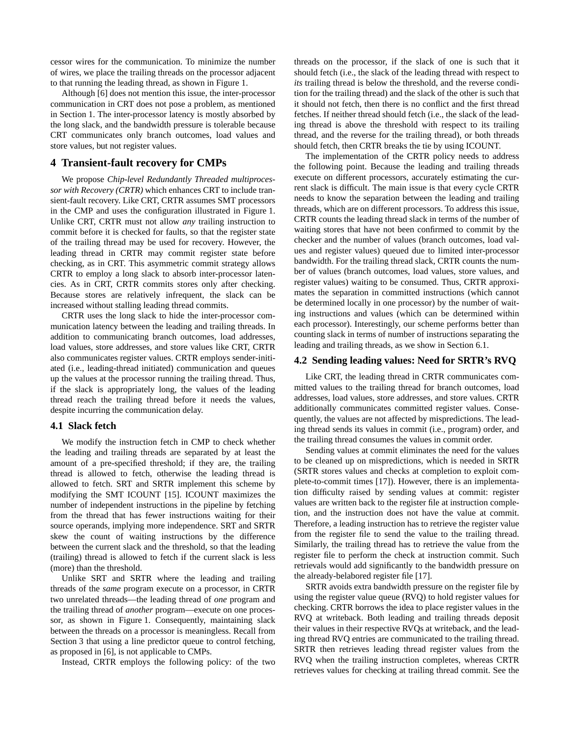cessor wires for the communication. To minimize the number of wires, we place the trailing threads on the processor adjacent to that running the leading thread, as shown in Figure 1.

Although [6] does not mention this issue, the inter-processor communication in CRT does not pose a problem, as mentioned in Section 1. The inter-processor latency is mostly absorbed by the long slack, and the bandwidth pressure is tolerable because CRT communicates only branch outcomes, load values and store values, but not register values.

# 4 Transient-fault recovery for CMPs

We propose *Chip-level Redundantly Threaded multiprocessor with Recovery (CRTR)* which enhances CRT to include transient-fault recovery. Like CRT, CRTR assumes SMT processors in the CMP and uses the configuration illustrated in Figure 1. Unlike CRT, CRTR must not allow *any* trailing instruction to commit before it is checked for faults, so that the register state of the trailing thread may be used for recovery. However, the leading thread in CRTR may commit register state before checking, as in CRT. This asymmetric commit strategy allows CRTR to employ a long slack to absorb inter-processor latencies. As in CRT, CRTR commits stores only after checking. Because stores are relatively infrequent, the slack can be increased without stalling leading thread commits.

CRTR uses the long slack to hide the inter-processor communication latency between the leading and trailing threads. In addition to communicating branch outcomes, load addresses, load values, store addresses, and store values like CRT, CRTR also communicates register values. CRTR employs sender-initiated (i.e., leading-thread initiated) communication and queues up the values at the processor running the trailing thread. Thus, if the slack is appropriately long, the values of the leading thread reach the trailing thread before it needs the values, despite incurring the communication delay.

## 4.1 Slack fetch

We modify the instruction fetch in CMP to check whether the leading and trailing threads are separated by at least the amount of a pre-specified threshold; if they are, the trailing thread is allowed to fetch, otherwise the leading thread is allowed to fetch. SRT and SRTR implement this scheme by modifying the SMT ICOUNT [15]. ICOUNT maximizes the number of independent instructions in the pipeline by fetching from the thread that has fewer instructions waiting for their source operands, implying more independence. SRT and SRTR skew the count of waiting instructions by the difference between the current slack and the threshold, so that the leading (trailing) thread is allowed to fetch if the current slack is less (more) than the threshold.

Unlike SRT and SRTR where the leading and trailing threads of the *same* program execute on a processor, in CRTR two unrelated threads—the leading thread of *one* program and the trailing thread of *another* program—execute on one processor, as shown in Figure 1. Consequently, maintaining slack between the threads on a processor is meaningless. Recall from Section 3 that using a line predictor queue to control fetching, as proposed in [6], is not applicable to CMPs.

Instead, CRTR employs the following policy: of the two threads on the processor, if the slack of one is such that it should fetch (i.e., the slack of the leading thread with respect to *its* trailing thread is below the threshold, and the reverse condition for the trailing thread) and the slack of the other is such that it should not fetch, then there is no conflict and the first thread fetches. If neither thread should fetch (i.e., the slack of the leading thread is above the threshold with respect to its trailing thread, and the reverse for the trailing thread), or both threads should fetch, then CRTR breaks the tie by using ICOUNT.

The implementation of the CRTR policy needs to address the following point. Because the leading and trailing threads execute on different processors, accurately estimating the current slack is difficult. The main issue is that every cycle CRTR needs to know the separation between the leading and trailing threads, which are on different processors. To address this issue, CRTR counts the leading thread slack in terms of the number of waiting stores that have not been confirmed to commit by the checker and the number of values (branch outcomes, load values and register values) queued due to limited inter-processor bandwidth. For the trailing thread slack, CRTR counts the number of values (branch outcomes, load values, store values, and register values) waiting to be consumed. Thus, CRTR approximates the separation in committed instructions (which cannot be determined locally in one processor) by the number of waiting instructions and values (which can be determined within each processor). Interestingly, our scheme performs better than counting slack in terms of number of instructions separating the leading and trailing threads, as we show in Section 6.1.

## 4.2 Sending leading values: Need for SRTR's RVQ

Like CRT, the leading thread in CRTR communicates committed values to the trailing thread for branch outcomes, load addresses, load values, store addresses, and store values. CRTR additionally communicates committed register values. Consequently, the values are not affected by mispredictions. The leading thread sends its values in commit (i.e., program) order, and the trailing thread consumes the values in commit order.

Sending values at commit eliminates the need for the values to be cleaned up on mispredictions, which is needed in SRTR (SRTR stores values and checks at completion to exploit complete-to-commit times [17]). However, there is an implementation difficulty raised by sending values at commit: register values are written back to the register file at instruction completion, and the instruction does not have the value at commit. Therefore, a leading instruction has to retrieve the register value from the register file to send the value to the trailing thread. Similarly, the trailing thread has to retrieve the value from the register file to perform the check at instruction commit. Such retrievals would add significantly to the bandwidth pressure on the already-belabored register file [17].

SRTR avoids extra bandwidth pressure on the register file by using the register value queue (RVQ) to hold register values for checking. CRTR borrows the idea to place register values in the RVQ at writeback. Both leading and trailing threads deposit their values in their respective RVQs at writeback, and the leading thread RVQ entries are communicated to the trailing thread. SRTR then retrieves leading thread register values from the RVQ when the trailing instruction completes, whereas CRTR retrieves values for checking at trailing thread commit. See the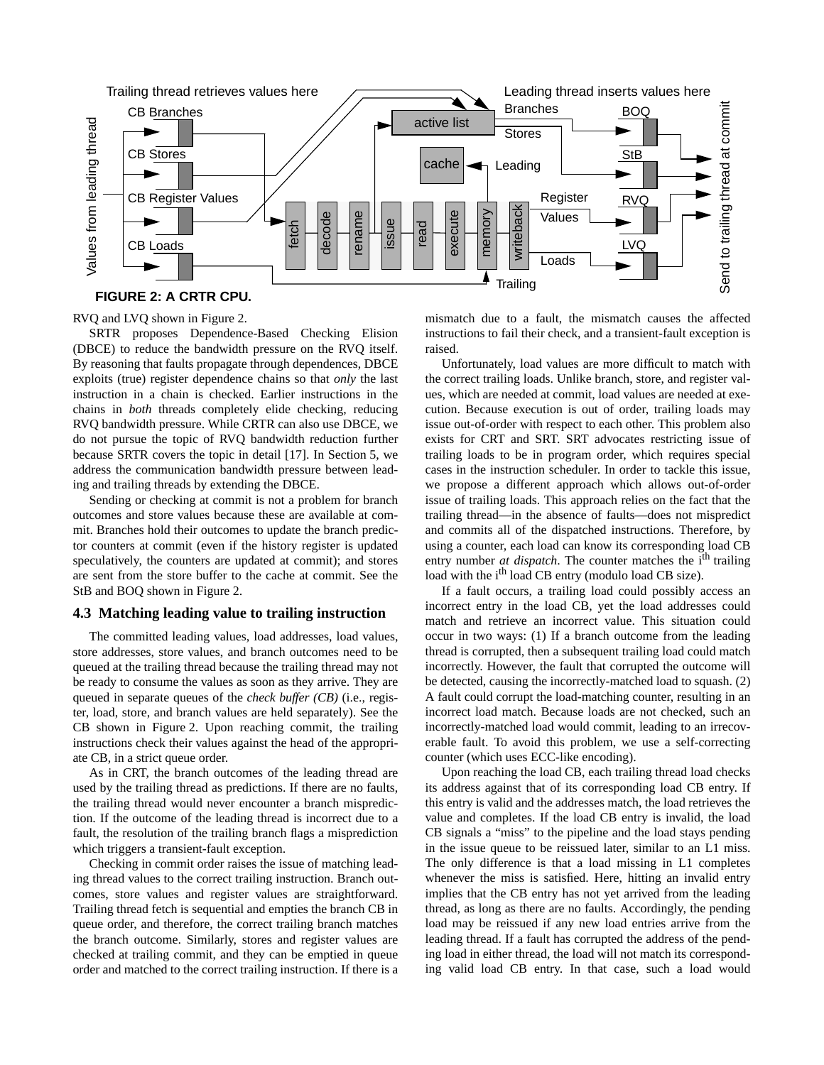Trailing thread retrieves values here

Leading thread inserts values here

CB Branches

CB Stores

CB Register Values

CB Loads

Values from leading thread

active list

cache

Leading

Branches

Stores

Register

Values

Loads

Trailing

BOQ

StB

RVQ

LVQ

Send to trailing thread at commit

fetch

decode

rename

issue

read

execute

memory

writeback

**FIGURE 2: A CRTR CPU.**

RVQ and LVQ shown in Figure 2.

SRTR proposes Dependence-Based Checking Elision (DBCE) to reduce the bandwidth pressure on the RVQ itself. By reasoning that faults propagate through dependences, DBCE exploits (true) register dependence chains so that *only* the last instruction in a chain is checked. Earlier instructions in the chains in *both* threads completely elide checking, reducing RVQ bandwidth pressure. While CRTR can also use DBCE, we do not pursue the topic of RVQ bandwidth reduction further because SRTR covers the topic in detail [17]. In Section 5, we address the communication bandwidth pressure between leading and trailing threads by extending the DBCE.

Sending or checking at commit is not a problem for branch outcomes and store values because these are available at commit. Branches hold their outcomes to update the branch predictor counters at commit (even if the history register is updated speculatively, the counters are updated at commit); and stores are sent from the store buffer to the cache at commit. See the StB and BOQ shown in Figure 2.

### 4.3 Matching leading value to trailing instruction

The committed leading values, load addresses, load values, store addresses, store values, and branch outcomes need to be queued at the trailing thread because the trailing thread may not be ready to consume the values as soon as they arrive. They are queued in separate queues of the *check buffer (CB)* (i.e., register, load, store, and branch values are held separately). See the CB shown in Figure 2. Upon reaching commit, the trailing instructions check their values against the head of the appropriate CB, in a strict queue order.

As in CRT, the branch outcomes of the leading thread are used by the trailing thread as predictions. If there are no faults, the trailing thread would never encounter a branch misprediction. If the outcome of the leading thread is incorrect due to a fault, the resolution of the trailing branch flags a misprediction which triggers a transient-fault exception.

Checking in commit order raises the issue of matching leading thread values to the correct trailing instruction. Branch outcomes, store values and register values are straightforward. Trailing thread fetch is sequential and empties the branch CB in queue order, and therefore, the correct trailing branch matches the branch outcome. Similarly, stores and register values are checked at trailing commit, and they can be emptied in queue order and matched to the correct trailing instruction. If there is a mismatch due to a fault, the mismatch causes the affected instructions to fail their check, and a transient-fault exception is raised.

Unfortunately, load values are more difficult to match with the correct trailing loads. Unlike branch, store, and register values, which are needed at commit, load values are needed at execution. Because execution is out of order, trailing loads may issue out-of-order with respect to each other. This problem also exists for CRT and SRT. SRT advocates restricting issue of trailing loads to be in program order, which requires special cases in the instruction scheduler. In order to tackle this issue, we propose a different approach which allows out-of-order issue of trailing loads. This approach relies on the fact that the trailing thread—in the absence of faults—does not mispredict and commits all of the dispatched instructions. Therefore, by using a counter, each load can know its corresponding load CB entry number *at dispatch*. The counter matches the $i^{th}$ trailing load with the $i^{th}$ load CB entry (modulo load CB size).

If a fault occurs, a trailing load could possibly access an incorrect entry in the load CB, yet the load addresses could match and retrieve an incorrect value. This situation could occur in two ways: (1) If a branch outcome from the leading thread is corrupted, then a subsequent trailing load could match incorrectly. However, the fault that corrupted the outcome will be detected, causing the incorrectly-matched load to squash. (2) A fault could corrupt the load-matching counter, resulting in an incorrect load match. Because loads are not checked, such an incorrectly-matched load would commit, leading to an irrecoverable fault. To avoid this problem, we use a self-correcting counter (which uses ECC-like encoding).

Upon reaching the load CB, each trailing thread load checks its address against that of its corresponding load CB entry. If this entry is valid and the addresses match, the load retrieves the value and completes. If the load CB entry is invalid, the load CB signals a "miss" to the pipeline and the load stays pending in the issue queue to be reissued later, similar to an L1 miss. The only difference is that a load missing in L1 completes whenever the miss is satisfied. Here, hitting an invalid entry implies that the CB entry has not yet arrived from the leading thread, as long as there are no faults. Accordingly, the pending load may be reissued if any new load entries arrive from the leading thread. If a fault has corrupted the address of the pending load in either thread, the load will not match its corresponding valid load CB entry. In that case, such a load would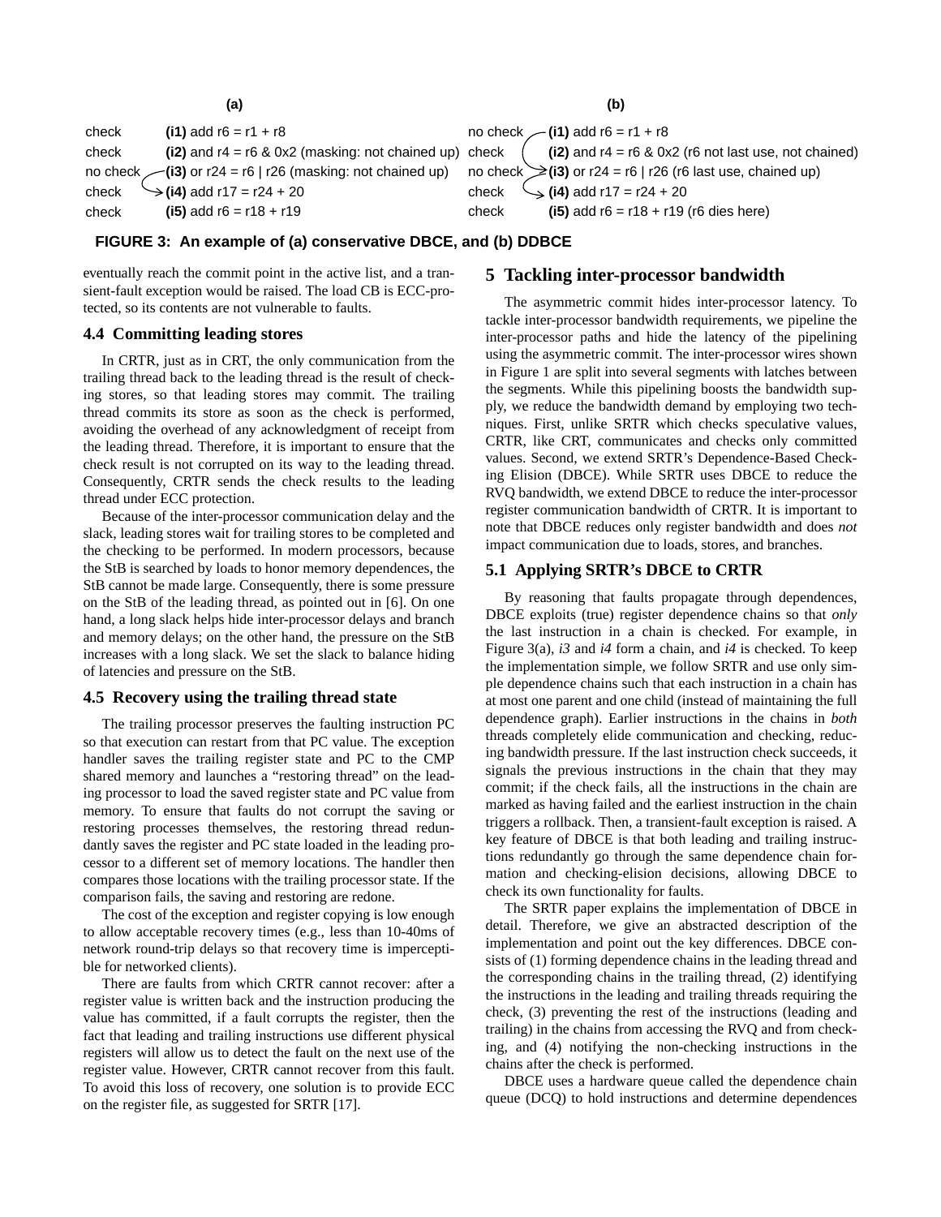| (a) | | (b) | |
|---|---|---|---|
| check | **(i1)** add r6 = r1 + r8 | no check | **(i1)** add r6 = r1 + r8 |
| check | **(i2)** and r4 = r6 & 0x2 (masking: not chained up) | check | **(i2)** and r4 = r6 & 0x2 (r6 not last use, not chained) |
| no check | **(i3)** or r24 = r6 \| r26 (masking: not chained up) | no check | **(i3)** or r24 = r6 \| r26 (r6 last use, chained up) |
| check | **(i4)** add r17 = r24 + 20 | check | **(i4)** add r17 = r24 + 20 |
| check | **(i5)** add r6 = r18 + r19 | check | **(i5)** add r6 = r18 + r19 (r6 dies here) |

**FIGURE 3: An example of (a) conservative DBCE, and (b) DDBCE**

eventually reach the commit point in the active list, and a transient-fault exception would be raised. The load CB is ECC-protected, so its contents are not vulnerable to faults.

### 4.4 Committing leading stores

In CRTR, just as in CRT, the only communication from the trailing thread back to the leading thread is the result of checking stores, so that leading stores may commit. The trailing thread commits its store as soon as the check is performed, avoiding the overhead of any acknowledgment of receipt from the leading thread. Therefore, it is important to ensure that the check result is not corrupted on its way to the leading thread. Consequently, CRTR sends the check results to the leading thread under ECC protection.

Because of the inter-processor communication delay and the slack, leading stores wait for trailing stores to be completed and the checking to be performed. In modern processors, because the StB is searched by loads to honor memory dependences, the StB cannot be made large. Consequently, there is some pressure on the StB of the leading thread, as pointed out in [6]. On one hand, a long slack helps hide inter-processor delays and branch and memory delays; on the other hand, the pressure on the StB increases with a long slack. We set the slack to balance hiding of latencies and pressure on the StB.

### 4.5 Recovery using the trailing thread state

The trailing processor preserves the faulting instruction PC so that execution can restart from that PC value. The exception handler saves the trailing register state and PC to the CMP shared memory and launches a "restoring thread" on the leading processor to load the saved register state and PC value from memory. To ensure that faults do not corrupt the saving or restoring processes themselves, the restoring thread redundantly saves the register and PC state loaded in the leading processor to a different set of memory locations. The handler then compares those locations with the trailing processor state. If the comparison fails, the saving and restoring are redone.

The cost of the exception and register copying is low enough to allow acceptable recovery times (e.g., less than 10-40ms of network round-trip delays so that recovery time is imperceptible for networked clients).

There are faults from which CRTR cannot recover: after a register value is written back and the instruction producing the value has committed, if a fault corrupts the register, then the fact that leading and trailing instructions use different physical registers will allow us to detect the fault on the next use of the register value. However, CRTR cannot recover from this fault. To avoid this loss of recovery, one solution is to provide ECC on the register file, as suggested for SRTR [17].

## 5 Tackling inter-processor bandwidth

The asymmetric commit hides inter-processor latency. To tackle inter-processor bandwidth requirements, we pipeline the inter-processor paths and hide the latency of the pipelining using the asymmetric commit. The inter-processor wires shown in Figure 1 are split into several segments with latches between the segments. While this pipelining boosts the bandwidth supply, we reduce the bandwidth demand by employing two techniques. First, unlike SRTR which checks speculative values, CRTR, like CRT, communicates and checks only committed values. Second, we extend SRTR's Dependence-Based Checking Elision (DBCE). While SRTR uses DBCE to reduce the RVQ bandwidth, we extend DBCE to reduce the inter-processor register communication bandwidth of CRTR. It is important to note that DBCE reduces only register bandwidth and does *not* impact communication due to loads, stores, and branches.

### 5.1 Applying SRTR's DBCE to CRTR

By reasoning that faults propagate through dependences, DBCE exploits (true) register dependence chains so that *only* the last instruction in a chain is checked. For example, in Figure 3(a), *i3* and *i4* form a chain, and *i4* is checked. To keep the implementation simple, we follow SRTR and use only simple dependence chains such that each instruction in a chain has at most one parent and one child (instead of maintaining the full dependence graph). Earlier instructions in the chains in *both* threads completely elide communication and checking, reducing bandwidth pressure. If the last instruction check succeeds, it signals the previous instructions in the chain that they may commit; if the check fails, all the instructions in the chain are marked as having failed and the earliest instruction in the chain triggers a rollback. Then, a transient-fault exception is raised. A key feature of DBCE is that both leading and trailing instructions redundantly go through the same dependence chain formation and checking-elision decisions, allowing DBCE to check its own functionality for faults.

The SRTR paper explains the implementation of DBCE in detail. Therefore, we give an abstracted description of the implementation and point out the key differences. DBCE consists of (1) forming dependence chains in the leading thread and the corresponding chains in the trailing thread, (2) identifying the instructions in the leading and trailing threads requiring the check, (3) preventing the rest of the instructions (leading and trailing) in the chains from accessing the RVQ and from checking, and (4) notifying the non-checking instructions in the chains after the check is performed.

DBCE uses a hardware queue called the dependence chain queue (DCQ) to hold instructions and determine dependences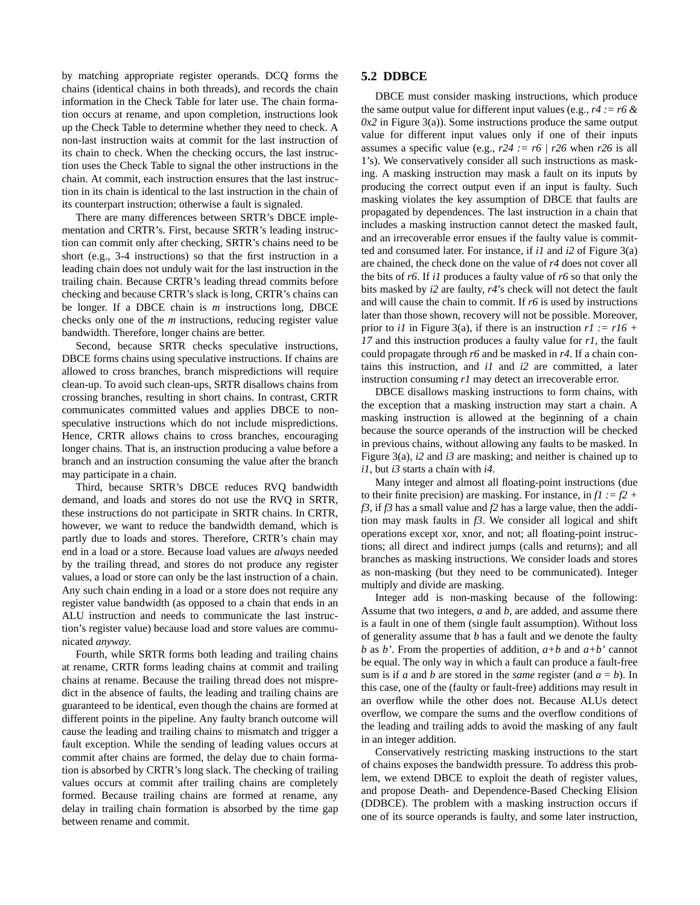by matching appropriate register operands. DCQ forms the chains (identical chains in both threads), and records the chain information in the Check Table for later use. The chain formation occurs at rename, and upon completion, instructions look up the Check Table to determine whether they need to check. A non-last instruction waits at commit for the last instruction of its chain to check. When the checking occurs, the last instruction uses the Check Table to signal the other instructions in the chain. At commit, each instruction ensures that the last instruction in its chain is identical to the last instruction in the chain of its counterpart instruction; otherwise a fault is signaled.

There are many differences between SRTR's DBCE implementation and CRTR's. First, because SRTR's leading instruction can commit only after checking, SRTR's chains need to be short (e.g., 3-4 instructions) so that the first instruction in a leading chain does not unduly wait for the last instruction in the trailing chain. Because CRTR's leading thread commits before checking and because CRTR's slack is long, CRTR's chains can be longer. If a DBCE chain is *m* instructions long, DBCE checks only one of the *m* instructions, reducing register value bandwidth. Therefore, longer chains are better.

Second, because SRTR checks speculative instructions, DBCE forms chains using speculative instructions. If chains are allowed to cross branches, branch mispredictions will require clean-up. To avoid such clean-ups, SRTR disallows chains from crossing branches, resulting in short chains. In contrast, CRTR communicates committed values and applies DBCE to non-speculative instructions which do not include mispredictions. Hence, CRTR allows chains to cross branches, encouraging longer chains. That is, an instruction producing a value before a branch and an instruction consuming the value after the branch may participate in a chain.

Third, because SRTR's DBCE reduces RVQ bandwidth demand, and loads and stores do not use the RVQ in SRTR, these instructions do not participate in SRTR chains. In CRTR, however, we want to reduce the bandwidth demand, which is partly due to loads and stores. Therefore, CRTR's chain may end in a load or a store. Because load values are *always* needed by the trailing thread, and stores do not produce any register values, a load or store can only be the last instruction of a chain. Any such chain ending in a load or a store does not require any register value bandwidth (as opposed to a chain that ends in an ALU instruction and needs to communicate the last instruction's register value) because load and store values are communicated *anyway.*

Fourth, while SRTR forms both leading and trailing chains at rename, CRTR forms leading chains at commit and trailing chains at rename. Because the trailing thread does not mispredict in the absence of faults, the leading and trailing chains are guaranteed to be identical, even though the chains are formed at different points in the pipeline. Any faulty branch outcome will cause the leading and trailing chains to mismatch and trigger a fault exception. While the sending of leading values occurs at commit after chains are formed, the delay due to chain formation is absorbed by CRTR's long slack. The checking of trailing values occurs at commit after trailing chains are completely formed. Because trailing chains are formed at rename, any delay in trailing chain formation is absorbed by the time gap between rename and commit.

## 5.2 DDBCE

DBCE must consider masking instructions, which produce the same output value for different input values (e.g., *r4 := r6 & 0x2* in Figure 3(a)). Some instructions produce the same output value for different input values only if one of their inputs assumes a specific value (e.g., *r24 := r6 | r26* when *r26* is all 1's). We conservatively consider all such instructions as masking. A masking instruction may mask a fault on its inputs by producing the correct output even if an input is faulty. Such masking violates the key assumption of DBCE that faults are propagated by dependences. The last instruction in a chain that includes a masking instruction cannot detect the masked fault, and an irrecoverable error ensues if the faulty value is committed and consumed later. For instance, if *i1* and *i2* of Figure 3(a) are chained, the check done on the value of *r4* does not cover all the bits of *r6*. If *i1* produces a faulty value of *r6* so that only the bits masked by *i2* are faulty, *r4*'s check will not detect the fault and will cause the chain to commit. If *r6* is used by instructions later than those shown, recovery will not be possible. Moreover, prior to *i1* in Figure 3(a), if there is an instruction *r1 := r16 + 17* and this instruction produces a faulty value for *r1*, the fault could propagate through *r6* and be masked in *r4*. If a chain contains this instruction, and *i1* and *i2* are committed, a later instruction consuming *r1* may detect an irrecoverable error.

DBCE disallows masking instructions to form chains, with the exception that a masking instruction may start a chain. A masking instruction is allowed at the beginning of a chain because the source operands of the instruction will be checked in previous chains, without allowing any faults to be masked. In Figure 3(a), *i2* and *i3* are masking; and neither is chained up to *i1*, but *i3* starts a chain with *i4*.

Many integer and almost all floating-point instructions (due to their finite precision) are masking. For instance, in *f1 := f2 + f3*, if *f3* has a small value and *f2* has a large value, then the addition may mask faults in *f3*. We consider all logical and shift operations except xor, xnor, and not; all floating-point instructions; all direct and indirect jumps (calls and returns); and all branches as masking instructions. We consider loads and stores as non-masking (but they need to be communicated). Integer multiply and divide are masking.

Integer add is non-masking because of the following: Assume that two integers, *a* and *b*, are added, and assume there is a fault in one of them (single fault assumption). Without loss of generality assume that *b* has a fault and we denote the faulty *b* as *b'*. From the properties of addition, *a+b* and *a+b'* cannot be equal. The only way in which a fault can produce a fault-free sum is if *a* and *b* are stored in the *same* register (and *a* = *b*). In this case, one of the (faulty or fault-free) additions may result in an overflow while the other does not. Because ALUs detect overflow, we compare the sums and the overflow conditions of the leading and trailing adds to avoid the masking of any fault in an integer addition.

Conservatively restricting masking instructions to the start of chains exposes the bandwidth pressure. To address this problem, we extend DBCE to exploit the death of register values, and propose Death- and Dependence-Based Checking Elision (DDBCE). The problem with a masking instruction occurs if one of its source operands is faulty, and some later instruction,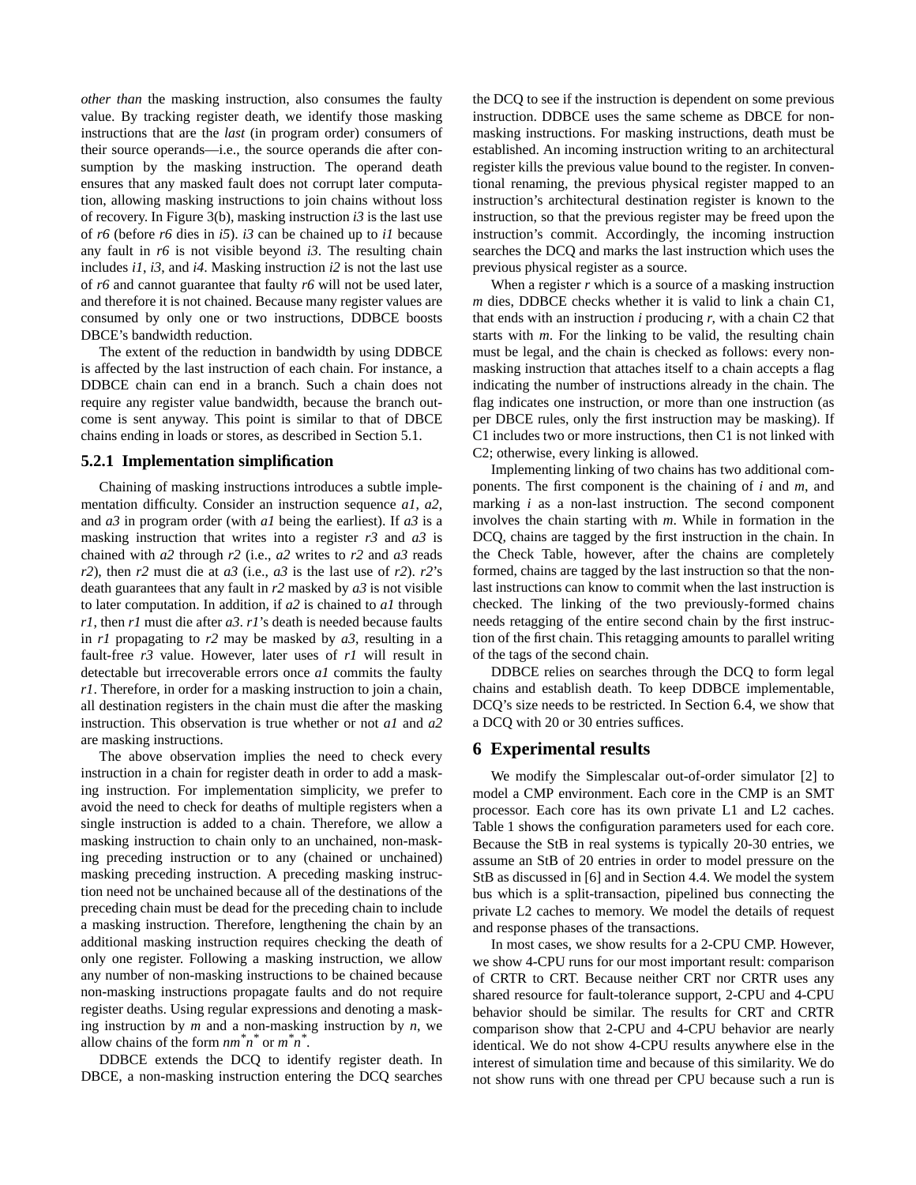*other than* the masking instruction, also consumes the faulty value. By tracking register death, we identify those masking instructions that are the *last* (in program order) consumers of their source operands—i.e., the source operands die after consumption by the masking instruction. The operand death ensures that any masked fault does not corrupt later computation, allowing masking instructions to join chains without loss of recovery. In Figure 3(b), masking instruction *i3* is the last use of *r6* (before *r6* dies in *i5*). *i3* can be chained up to *i1* because any fault in *r6* is not visible beyond *i3*. The resulting chain includes *i1*, *i3*, and *i4*. Masking instruction *i2* is not the last use of *r6* and cannot guarantee that faulty *r6* will not be used later, and therefore it is not chained. Because many register values are consumed by only one or two instructions, DDBCE boosts DBCE's bandwidth reduction.

The extent of the reduction in bandwidth by using DDBCE is affected by the last instruction of each chain. For instance, a DDBCE chain can end in a branch. Such a chain does not require any register value bandwidth, because the branch outcome is sent anyway. This point is similar to that of DBCE chains ending in loads or stores, as described in Section 5.1.

### 5.2.1 Implementation simplification

Chaining of masking instructions introduces a subtle implementation difficulty. Consider an instruction sequence *a1*, *a2*, and *a3* in program order (with *a1* being the earliest). If *a3* is a masking instruction that writes into a register *r3* and *a3* is chained with *a2* through *r2* (i.e., *a2* writes to *r2* and *a3* reads *r2*), then *r2* must die at *a3* (i.e., *a3* is the last use of *r2*). *r2*'s death guarantees that any fault in *r2* masked by *a3* is not visible to later computation. In addition, if *a2* is chained to *a1* through *r1*, then *r1* must die after *a3*. *r1*'s death is needed because faults in *r1* propagating to *r2* may be masked by *a3*, resulting in a fault-free *r3* value. However, later uses of *r1* will result in detectable but irrecoverable errors once *a1* commits the faulty *r1*. Therefore, in order for a masking instruction to join a chain, all destination registers in the chain must die after the masking instruction. This observation is true whether or not *a1* and *a2* are masking instructions.

The above observation implies the need to check every instruction in a chain for register death in order to add a masking instruction. For implementation simplicity, we prefer to avoid the need to check for deaths of multiple registers when a single instruction is added to a chain. Therefore, we allow a masking instruction to chain only to an unchained, non-masking preceding instruction or to any (chained or unchained) masking preceding instruction. A preceding masking instruction need not be unchained because all of the destinations of the preceding chain must be dead for the preceding chain to include a masking instruction. Therefore, lengthening the chain by an additional masking instruction requires checking the death of only one register. Following a masking instruction, we allow any number of non-masking instructions to be chained because non-masking instructions propagate faults and do not require register deaths. Using regular expressions and denoting a masking instruction by *m* and a non-masking instruction by *n*, we allow chains of the form $nm^*n^*$ or $m^*n^*$.

DDBCE extends the DCQ to identify register death. In DBCE, a non-masking instruction entering the DCQ searches the DCQ to see if the instruction is dependent on some previous instruction. DDBCE uses the same scheme as DBCE for non-masking instructions. For masking instructions, death must be established. An incoming instruction writing to an architectural register kills the previous value bound to the register. In conventional renaming, the previous physical register mapped to an instruction's architectural destination register is known to the instruction, so that the previous register may be freed upon the instruction's commit. Accordingly, the incoming instruction searches the DCQ and marks the last instruction which uses the previous physical register as a source.

When a register *r* which is a source of a masking instruction *m* dies, DDBCE checks whether it is valid to link a chain C1, that ends with an instruction *i* producing *r*, with a chain C2 that starts with *m*. For the linking to be valid, the resulting chain must be legal, and the chain is checked as follows: every non-masking instruction that attaches itself to a chain accepts a flag indicating the number of instructions already in the chain. The flag indicates one instruction, or more than one instruction (as per DBCE rules, only the first instruction may be masking). If C1 includes two or more instructions, then C1 is not linked with C2; otherwise, every linking is allowed.

Implementing linking of two chains has two additional components. The first component is the chaining of *i* and *m*, and marking *i* as a non-last instruction. The second component involves the chain starting with *m*. While in formation in the DCQ, chains are tagged by the first instruction in the chain. In the Check Table, however, after the chains are completely formed, chains are tagged by the last instruction so that the non-last instructions can know to commit when the last instruction is checked. The linking of the two previously-formed chains needs retagging of the entire second chain by the first instruction of the first chain. This retagging amounts to parallel writing of the tags of the second chain.

DDBCE relies on searches through the DCQ to form legal chains and establish death. To keep DDBCE implementable, DCQ's size needs to be restricted. In Section 6.4, we show that a DCQ with 20 or 30 entries suffices.

## 6 Experimental results

We modify the Simplescalar out-of-order simulator [2] to model a CMP environment. Each core in the CMP is an SMT processor. Each core has its own private L1 and L2 caches. Table 1 shows the configuration parameters used for each core. Because the StB in real systems is typically 20-30 entries, we assume an StB of 20 entries in order to model pressure on the StB as discussed in [6] and in Section 4.4. We model the system bus which is a split-transaction, pipelined bus connecting the private L2 caches to memory. We model the details of request and response phases of the transactions.

In most cases, we show results for a 2-CPU CMP. However, we show 4-CPU runs for our most important result: comparison of CRTR to CRT. Because neither CRT nor CRTR uses any shared resource for fault-tolerance support, 2-CPU and 4-CPU behavior should be similar. The results for CRT and CRTR comparison show that 2-CPU and 4-CPU behavior are nearly identical. We do not show 4-CPU results anywhere else in the interest of simulation time and because of this similarity. We do not show runs with one thread per CPU because such a run is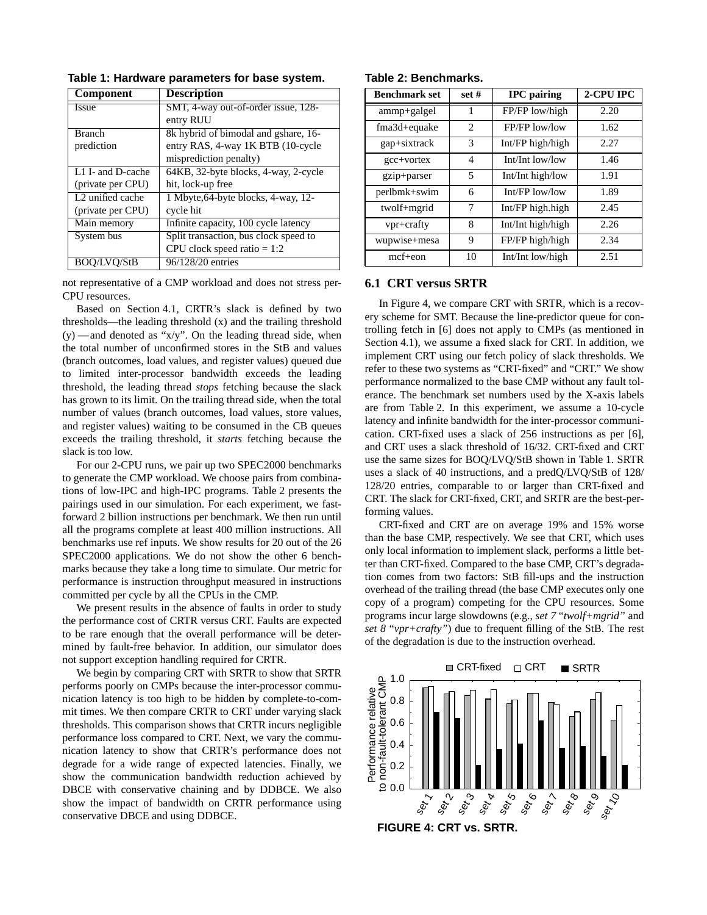**Table 1: Hardware parameters for base system.**

| Component | Description |
|---|---|
| Issue | SMT, 4-way out-of-order issue, 128-entry RUU |
| Branch prediction | 8k hybrid of bimodal and gshare, 16-entry RAS, 4-way 1K BTB (10-cycle misprediction penalty) |
| L1 I- and D-cache (private per CPU) | 64KB, 32-byte blocks, 4-way, 2-cycle hit, lock-up free |
| L2 unified cache (private per CPU) | 1 Mbyte,64-byte blocks, 4-way, 12-cycle hit |
| Main memory | Infinite capacity, 100 cycle latency |
| System bus | Split transaction, bus clock speed to CPU clock speed ratio = 1:2 |
| BOQ/LVQ/StB | 96/128/20 entries |

not representative of a CMP workload and does not stress per-CPU resources.

Based on Section 4.1, CRTR's slack is defined by two thresholds—the leading threshold (x) and the trailing threshold (y) —and denoted as "x/y". On the leading thread side, when the total number of unconfirmed stores in the StB and values (branch outcomes, load values, and register values) queued due to limited inter-processor bandwidth exceeds the leading threshold, the leading thread *stops* fetching because the slack has grown to its limit. On the trailing thread side, when the total number of values (branch outcomes, load values, store values, and register values) waiting to be consumed in the CB queues exceeds the trailing threshold, it *starts* fetching because the slack is too low.

For our 2-CPU runs, we pair up two SPEC2000 benchmarks to generate the CMP workload. We choose pairs from combinations of low-IPC and high-IPC programs. Table 2 presents the pairings used in our simulation. For each experiment, we fast-forward 2 billion instructions per benchmark. We then run until all the programs complete at least 400 million instructions. All benchmarks use ref inputs. We show results for 20 out of the 26 SPEC2000 applications. We do not show the other 6 benchmarks because they take a long time to simulate. Our metric for performance is instruction throughput measured in instructions committed per cycle by all the CPUs in the CMP.

We present results in the absence of faults in order to study the performance cost of CRTR versus CRT. Faults are expected to be rare enough that the overall performance will be determined by fault-free behavior. In addition, our simulator does not support exception handling required for CRTR.

We begin by comparing CRT with SRTR to show that SRTR performs poorly on CMPs because the inter-processor communication latency is too high to be hidden by complete-to-commit times. We then compare CRTR to CRT under varying slack thresholds. This comparison shows that CRTR incurs negligible performance loss compared to CRT. Next, we vary the communication latency to show that CRTR's performance does not degrade for a wide range of expected latencies. Finally, we show the communication bandwidth reduction achieved by DBCE with conservative chaining and by DDBCE. We also show the impact of bandwidth on CRTR performance using conservative DBCE and using DDBCE.

**Table 2: Benchmarks.**

| Benchmark set | set # | IPC pairing | 2-CPU IPC |
|---|---|---|---|
| ammp+galgel | 1 | FP/FP low/high | 2.20 |
| fma3d+equake | 2 | FP/FP low/low | 1.62 |
| gap+sixtrack | 3 | Int/FP high/high | 2.27 |
| gcc+vortex | 4 | Int/Int low/low | 1.46 |
| gzip+parser | 5 | Int/Int high/low | 1.91 |
| perlbmk+swim | 6 | Int/FP low/low | 1.89 |
| twolf+mgrid | 7 | Int/FP high.high | 2.45 |
| vpr+crafty | 8 | Int/Int high/high | 2.26 |
| wupwise+mesa | 9 | FP/FP high/high | 2.34 |
| mcf+eon | 10 | Int/Int low/high | 2.51 |

### 6.1 CRT versus SRTR

In Figure 4, we compare CRT with SRTR, which is a recovery scheme for SMT. Because the line-predictor queue for controlling fetch in [6] does not apply to CMPs (as mentioned in Section 4.1), we assume a fixed slack for CRT. In addition, we implement CRT using our fetch policy of slack thresholds. We refer to these two systems as "CRT-fixed" and "CRT." We show performance normalized to the base CMP without any fault tolerance. The benchmark set numbers used by the X-axis labels are from Table 2. In this experiment, we assume a 10-cycle latency and infinite bandwidth for the inter-processor communication. CRT-fixed uses a slack of 256 instructions as per [6], and CRT uses a slack threshold of 16/32. CRT-fixed and CRT use the same sizes for BOQ/LVQ/StB shown in Table 1. SRTR uses a slack of 40 instructions, and a predQ/LVQ/StB of 128/128/20 entries, comparable to or larger than CRT-fixed and CRT. The slack for CRT-fixed, CRT, and SRTR are the best-performing values.

CRT-fixed and CRT are on average 19% and 15% worse than the base CMP, respectively. We see that CRT, which uses only local information to implement slack, performs a little better than CRT-fixed. Compared to the base CMP, CRT's degradation comes from two factors: StB fill-ups and the instruction overhead of the trailing thread (the base CMP executes only one copy of a program) competing for the CPU resources. Some programs incur large slowdowns (e.g., *set 7 "twolf+mgrid"* and *set 8 "vpr+crafty"*) due to frequent filling of the StB. The rest of the degradation is due to the instruction overhead.

**FIGURE 4: CRT vs. SRTR.**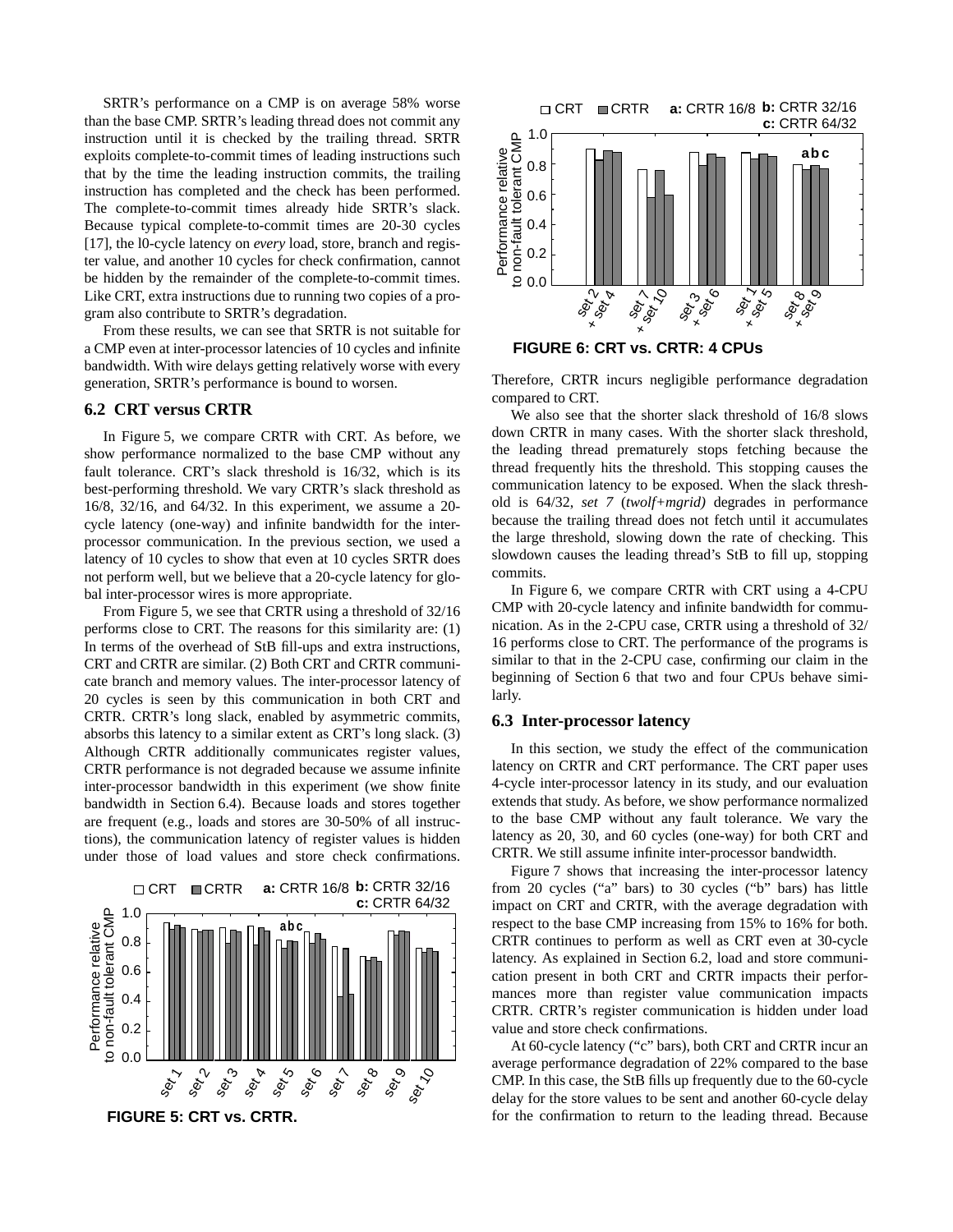SRTR's performance on a CMP is on average 58% worse than the base CMP. SRTR's leading thread does not commit any instruction until it is checked by the trailing thread. SRTR exploits complete-to-commit times of leading instructions such that by the time the leading instruction commits, the trailing instruction has completed and the check has been performed. The complete-to-commit times already hide SRTR's slack. Because typical complete-to-commit times are 20-30 cycles [17], the 10-cycle latency on *every* load, store, branch and register value, and another 10 cycles for check confirmation, cannot be hidden by the remainder of the complete-to-commit times. Like CRT, extra instructions due to running two copies of a program also contribute to SRTR's degradation.

From these results, we can see that SRTR is not suitable for a CMP even at inter-processor latencies of 10 cycles and infinite bandwidth. With wire delays getting relatively worse with every generation, SRTR's performance is bound to worsen.

### 6.2 CRT versus CRTR

In Figure 5, we compare CRTR with CRT. As before, we show performance normalized to the base CMP without any fault tolerance. CRT's slack threshold is 16/32, which is its best-performing threshold. We vary CRTR's slack threshold as 16/8, 32/16, and 64/32. In this experiment, we assume a 20-cycle latency (one-way) and infinite bandwidth for the inter-processor communication. In the previous section, we used a latency of 10 cycles to show that even at 10 cycles SRTR does not perform well, but we believe that a 20-cycle latency for global inter-processor wires is more appropriate.

From Figure 5, we see that CRTR using a threshold of 32/16 performs close to CRT. The reasons for this similarity are: (1) In terms of the overhead of StB fill-ups and extra instructions, CRT and CRTR are similar. (2) Both CRT and CRTR communicate branch and memory values. The inter-processor latency of 20 cycles is seen by this communication in both CRT and CRTR. CRTR's long slack, enabled by asymmetric commits, absorbs this latency to a similar extent as CRT's long slack. (3) Although CRTR additionally communicates register values, CRTR performance is not degraded because we assume infinite inter-processor bandwidth in this experiment (we show finite bandwidth in Section 6.4). Because loads and stores together are frequent (e.g., loads and stores are 30-50% of all instructions), the communication latency of register values is hidden under those of load values and store check confirmations.

**FIGURE 5: CRT vs. CRTR.**

**FIGURE 6: CRT vs. CRTR: 4 CPUs**

Therefore, CRTR incurs negligible performance degradation compared to CRT.

We also see that the shorter slack threshold of 16/8 slows down CRTR in many cases. With the shorter slack threshold, the leading thread prematurely stops fetching because the thread frequently hits the threshold. This stopping causes the communication latency to be exposed. When the slack threshold is 64/32, *set 7* (*twolf+mgrid)* degrades in performance because the trailing thread does not fetch until it accumulates the large threshold, slowing down the rate of checking. This slowdown causes the leading thread's StB to fill up, stopping commits.

In Figure 6, we compare CRTR with CRT using a 4-CPU CMP with 20-cycle latency and infinite bandwidth for communication. As in the 2-CPU case, CRTR using a threshold of 32/16 performs close to CRT. The performance of the programs is similar to that in the 2-CPU case, confirming our claim in the beginning of Section 6 that two and four CPUs behave similarly.

### 6.3 Inter-processor latency

In this section, we study the effect of the communication latency on CRTR and CRT performance. The CRT paper uses 4-cycle inter-processor latency in its study, and our evaluation extends that study. As before, we show performance normalized to the base CMP without any fault tolerance. We vary the latency as 20, 30, and 60 cycles (one-way) for both CRT and CRTR. We still assume infinite inter-processor bandwidth.

Figure 7 shows that increasing the inter-processor latency from 20 cycles ("a" bars) to 30 cycles ("b" bars) has little impact on CRT and CRTR, with the average degradation with respect to the base CMP increasing from 15% to 16% for both. CRTR continues to perform as well as CRT even at 30-cycle latency. As explained in Section 6.2, load and store communication present in both CRT and CRTR impacts their performances more than register value communication impacts CRTR. CRTR's register communication is hidden under load value and store check confirmations.

At 60-cycle latency ("c" bars), both CRT and CRTR incur an average performance degradation of 22% compared to the base CMP. In this case, the StB fills up frequently due to the 60-cycle delay for the store values to be sent and another 60-cycle delay for the confirmation to return to the leading thread. Because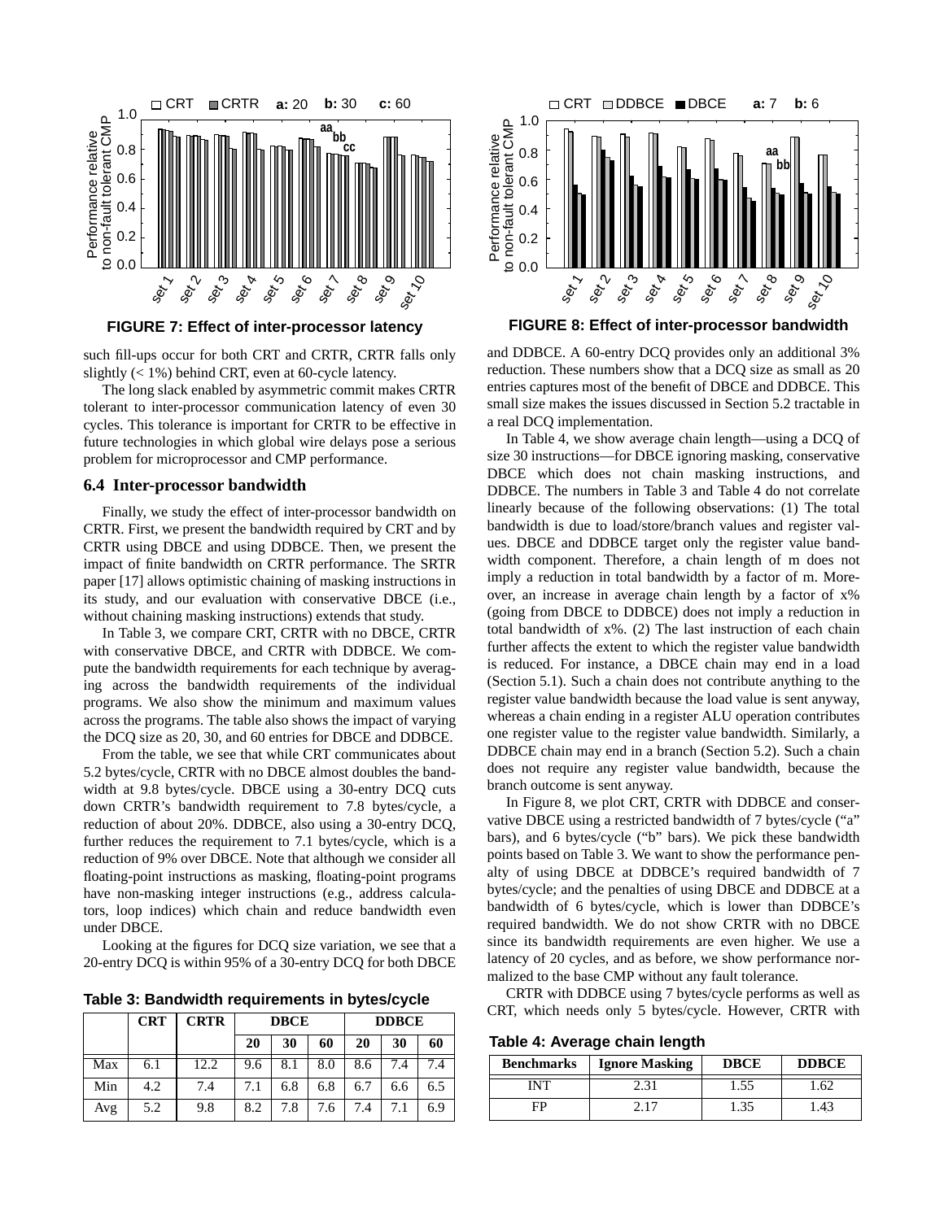FIGURE 7: Effect of inter-processor latency

FIGURE 8: Effect of inter-processor bandwidth

such fill-ups occur for both CRT and CRTR, CRTR falls only slightly (< 1%) behind CRT, even at 60-cycle latency.

The long slack enabled by asymmetric commit makes CRTR tolerant to inter-processor communication latency of even 30 cycles. This tolerance is important for CRTR to be effective in future technologies in which global wire delays pose a serious problem for microprocessor and CMP performance.

### 6.4 Inter-processor bandwidth

Finally, we study the effect of inter-processor bandwidth on CRTR. First, we present the bandwidth required by CRT and by CRTR using DBCE and using DDBCE. Then, we present the impact of finite bandwidth on CRTR performance. The SRTR paper [17] allows optimistic chaining of masking instructions in its study, and our evaluation with conservative DBCE (i.e., without chaining masking instructions) extends that study.

In Table 3, we compare CRT, CRTR with no DBCE, CRTR with conservative DBCE, and CRTR with DDBCE. We compute the bandwidth requirements for each technique by averaging across the bandwidth requirements of the individual programs. We also show the minimum and maximum values across the programs. The table also shows the impact of varying the DCQ size as 20, 30, and 60 entries for DBCE and DDBCE.

From the table, we see that while CRT communicates about 5.2 bytes/cycle, CRTR with no DBCE almost doubles the bandwidth at 9.8 bytes/cycle. DBCE using a 30-entry DCQ cuts down CRTR's bandwidth requirement to 7.8 bytes/cycle, a reduction of about 20%. DDBCE, also using a 30-entry DCQ, further reduces the requirement to 7.1 bytes/cycle, which is a reduction of 9% over DBCE. Note that although we consider all floating-point instructions as masking, floating-point programs have non-masking integer instructions (e.g., address calculators, loop indices) which chain and reduce bandwidth even under DBCE.

Looking at the figures for DCQ size variation, we see that a 20-entry DCQ is within 95% of a 30-entry DCQ for both DBCE and DDBCE. A 60-entry DCQ provides only an additional 3% reduction. These numbers show that a DCQ size as small as 20 entries captures most of the benefit of DBCE and DDBCE. This small size makes the issues discussed in Section 5.2 tractable in a real DCQ implementation.

**Table 3: Bandwidth requirements in bytes/cycle**

| | CRT | CRTR | DBCE | | | DDBCE | | |
|---|---|---|---|---|---|---|---|---|
| | | | 20 | 30 | 60 | 20 | 30 | 60 |
| Max | 6.1 | 12.2 | 9.6 | 8.1 | 8.0 | 8.6 | 7.4 | 7.4 |
| Min | 4.2 | 7.4 | 7.1 | 6.8 | 6.8 | 6.7 | 6.6 | 6.5 |
| Avg | 5.2 | 9.8 | 8.2 | 7.8 | 7.6 | 7.4 | 7.1 | 6.9 |

In Table 4, we show average chain length—using a DCQ of size 30 instructions—for DBCE ignoring masking, conservative DBCE which does not chain masking instructions, and DDBCE. The numbers in Table 3 and Table 4 do not correlate linearly because of the following observations: (1) The total bandwidth is due to load/store/branch values and register values. DBCE and DDBCE target only the register value bandwidth component. Therefore, a chain length of m does not imply a reduction in total bandwidth by a factor of m. Moreover, an increase in average chain length by a factor of x% (going from DBCE to DDBCE) does not imply a reduction in total bandwidth of x%. (2) The last instruction of each chain further affects the extent to which the register value bandwidth is reduced. For instance, a DBCE chain may end in a load (Section 5.1). Such a chain does not contribute anything to the register value bandwidth because the load value is sent anyway, whereas a chain ending in a register ALU operation contributes one register value to the register value bandwidth. Similarly, a DDBCE chain may end in a branch (Section 5.2). Such a chain does not require any register value bandwidth, because the branch outcome is sent anyway.

In Figure 8, we plot CRT, CRTR with DDBCE and conservative DBCE using a restricted bandwidth of 7 bytes/cycle ("a" bars), and 6 bytes/cycle ("b" bars). We pick these bandwidth points based on Table 3. We want to show the performance penalty of using DBCE at DDBCE's required bandwidth of 7 bytes/cycle; and the penalties of using DBCE and DDBCE at a bandwidth of 6 bytes/cycle, which is lower than DDBCE's required bandwidth. We do not show CRTR with no DBCE since its bandwidth requirements are even higher. We use a latency of 20 cycles, and as before, we show performance normalized to the base CMP without any fault tolerance.

CRTR with DDBCE using 7 bytes/cycle performs as well as CRT, which needs only 5 bytes/cycle. However, CRTR with

**Table 4: Average chain length**

| Benchmarks | Ignore Masking | DBCE | DDBCE |
|---|---|---|---|
| INT | 2.31 | 1.55 | 1.62 |
| FP | 2.17 | 1.35 | 1.43 |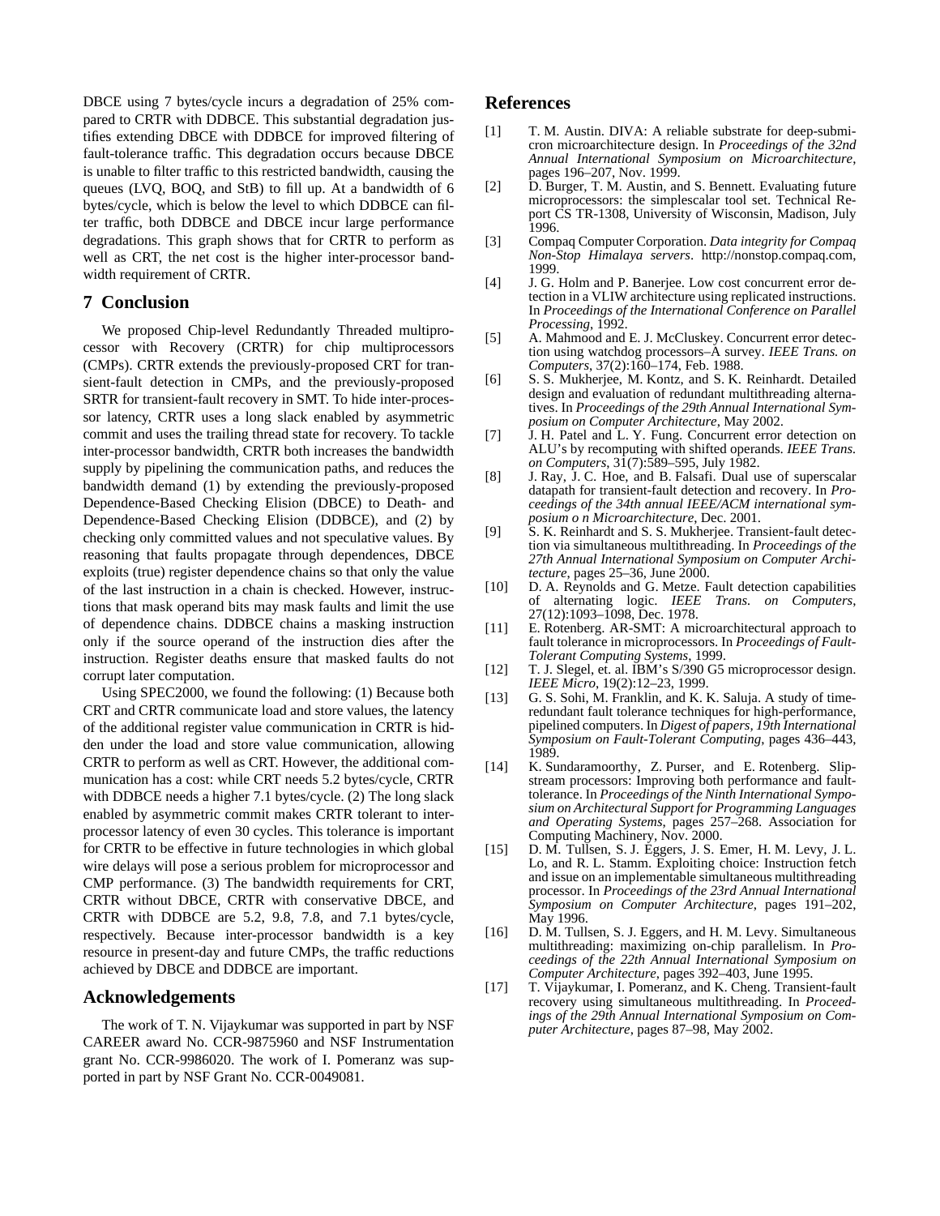DBCE using 7 bytes/cycle incurs a degradation of 25% compared to CRTR with DDBCE. This substantial degradation justifies extending DBCE with DDBCE for improved filtering of fault-tolerance traffic. This degradation occurs because DBCE is unable to filter traffic to this restricted bandwidth, causing the queues (LVQ, BOQ, and StB) to fill up. At a bandwidth of 6 bytes/cycle, which is below the level to which DDBCE can filter traffic, both DDBCE and DBCE incur large performance degradations. This graph shows that for CRTR to perform as well as CRT, the net cost is the higher inter-processor bandwidth requirement of CRTR.

## 7 Conclusion

We proposed Chip-level Redundantly Threaded multiprocessor with Recovery (CRTR) for chip multiprocessors (CMPs). CRTR extends the previously-proposed CRT for transient-fault detection in CMPs, and the previously-proposed SRTR for transient-fault recovery in SMT. To hide inter-processor latency, CRTR uses a long slack enabled by asymmetric commit and uses the trailing thread state for recovery. To tackle inter-processor bandwidth, CRTR both increases the bandwidth supply by pipelining the communication paths, and reduces the bandwidth demand (1) by extending the previously-proposed Dependence-Based Checking Elision (DBCE) to Death- and Dependence-Based Checking Elision (DDBCE), and (2) by checking only committed values and not speculative values. By reasoning that faults propagate through dependences, DBCE exploits (true) register dependence chains so that only the value of the last instruction in a chain is checked. However, instructions that mask operand bits may mask faults and limit the use of dependence chains. DDBCE chains a masking instruction only if the source operand of the instruction dies after the instruction. Register deaths ensure that masked faults do not corrupt later computation.

Using SPEC2000, we found the following: (1) Because both CRT and CRTR communicate load and store values, the latency of the additional register value communication in CRTR is hidden under the load and store value communication, allowing CRTR to perform as well as CRT. However, the additional communication has a cost: while CRT needs 5.2 bytes/cycle, CRTR with DDBCE needs a higher 7.1 bytes/cycle. (2) The long slack enabled by asymmetric commit makes CRTR tolerant to inter-processor latency of even 30 cycles. This tolerance is important for CRTR to be effective in future technologies in which global wire delays will pose a serious problem for microprocessor and CMP performance. (3) The bandwidth requirements for CRT, CRTR without DBCE, CRTR with conservative DBCE, and CRTR with DDBCE are 5.2, 9.8, 7.8, and 7.1 bytes/cycle, respectively. Because inter-processor bandwidth is a key resource in present-day and future CMPs, the traffic reductions achieved by DBCE and DDBCE are important.

## Acknowledgements

The work of T. N. Vijaykumar was supported in part by NSF CAREER award No. CCR-9875960 and NSF Instrumentation grant No. CCR-9986020. The work of I. Pomeranz was supported in part by NSF Grant No. CCR-0049081.

## References

[1] T. M. Austin. DIVA: A reliable substrate for deep-submicron microarchitecture design. In *Proceedings of the 32nd Annual International Symposium on Microarchitecture*, pages 196–207, Nov. 1999.

[2] D. Burger, T. M. Austin, and S. Bennett. Evaluating future microprocessors: the simplescalar tool set. Technical Report CS TR-1308, University of Wisconsin, Madison, July 1996.

[3] Compaq Computer Corporation. *Data integrity for Compaq Non-Stop Himalaya servers*. http://nonstop.compaq.com, 1999.

[4] J. G. Holm and P. Banerjee. Low cost concurrent error detection in a VLIW architecture using replicated instructions. In *Proceedings of the International Conference on Parallel Processing*, 1992.

[5] A. Mahmood and E. J. McCluskey. Concurrent error detection using watchdog processors–A survey. *IEEE Trans. on Computers*, 37(2):160–174, Feb. 1988.

[6] S. S. Mukherjee, M. Kontz, and S. K. Reinhardt. Detailed design and evaluation of redundant multithreading alternatives. In *Proceedings of the 29th Annual International Symposium on Computer Architecture*, May 2002.

[7] J. H. Patel and L. Y. Fung. Concurrent error detection on ALU's by recomputing with shifted operands. *IEEE Trans. on Computers*, 31(7):589–595, July 1982.

[8] J. Ray, J. C. Hoe, and B. Falsafi. Dual use of superscalar datapath for transient-fault detection and recovery. In *Proceedings of the 34th annual IEEE/ACM international symposium o n Microarchitecture*, Dec. 2001.

[9] S. K. Reinhardt and S. S. Mukherjee. Transient-fault detection via simultaneous multithreading. In *Proceedings of the 27th Annual International Symposium on Computer Architecture*, pages 25–36, June 2000.

[10] D. A. Reynolds and G. Metze. Fault detection capabilities of alternating logic. *IEEE Trans. on Computers*, 27(12):1093–1098, Dec. 1978.

[11] E. Rotenberg. AR-SMT: A microarchitectural approach to fault tolerance in microprocessors. In *Proceedings of Fault-Tolerant Computing Systems*, 1999.

[12] T. J. Slegel, et. al. IBM's S/390 G5 microprocessor design. *IEEE Micro*, 19(2):12–23, 1999.

[13] G. S. Sohi, M. Franklin, and K. K. Saluja. A study of time-redundant fault tolerance techniques for high-performance, pipelined computers. In *Digest of papers, 19th International Symposium on Fault-Tolerant Computing*, pages 436–443, 1989.

[14] K. Sundaramoorthy, Z. Purser, and E. Rotenberg. Slipstream processors: Improving both performance and fault-tolerance. In *Proceedings of the Ninth International Symposium on Architectural Support for Programming Languages and Operating Systems*, pages 257–268. Association for Computing Machinery, Nov. 2000.

[15] D. M. Tullsen, S. J. Eggers, J. S. Emer, H. M. Levy, J. L. Lo, and R. L. Stamm. Exploiting choice: Instruction fetch and issue on an implementable simultaneous multithreading processor. In *Proceedings of the 23rd Annual International Symposium on Computer Architecture*, pages 191–202, May 1996.

[16] D. M. Tullsen, S. J. Eggers, and H. M. Levy. Simultaneous multithreading: maximizing on-chip parallelism. In *Proceedings of the 22th Annual International Symposium on Computer Architecture*, pages 392–403, June 1995.

[17] T. Vijaykumar, I. Pomeranz, and K. Cheng. Transient-fault recovery using simultaneous multithreading. In *Proceedings of the 29th Annual International Symposium on Computer Architecture*, pages 87–98, May 2002.